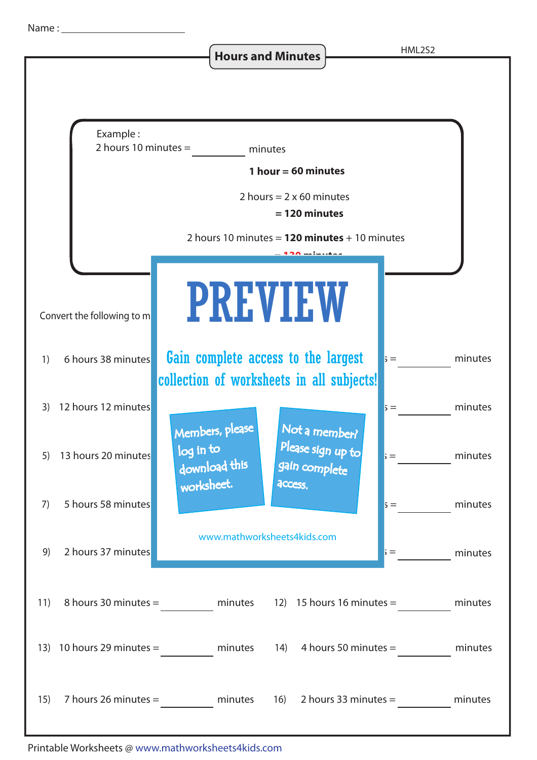Name : ____________________

# Hours and Minutes

HML2S2

Example :

2 hours 10 minutes = ________ minutes

**1 hour = 60 minutes**

2 hours = 2 x 60 minutes

**= 120 minutes**

2 hours 10 minutes = **120 minutes** + 10 minutes

**= 130 minutes**

# PREVIEW

Gain complete access to the largest collection of worksheets in all subjects!

Members, please log in to download this worksheet.

Not a member? Please sign up to gain complete access.

www.mathworksheets4kids.com

Convert the following to m

1) 6 hours 38 minutes &nbsp;&nbsp;&nbsp;&nbsp; = ________ minutes

3) 12 hours 12 minutes &nbsp;&nbsp;&nbsp;&nbsp; = ________ minutes

5) 13 hours 20 minutes &nbsp;&nbsp;&nbsp;&nbsp; = ________ minutes

7) 5 hours 58 minutes &nbsp;&nbsp;&nbsp;&nbsp; = ________ minutes

9) 2 hours 37 minutes &nbsp;&nbsp;&nbsp;&nbsp; = ________ minutes

11) 8 hours 30 minutes = ________ minutes &nbsp;&nbsp;&nbsp;&nbsp; 12) 15 hours 16 minutes = ________ minutes

13) 10 hours 29 minutes = ________ minutes &nbsp;&nbsp;&nbsp;&nbsp; 14) 4 hours 50 minutes = ________ minutes

15) 7 hours 26 minutes = ________ minutes &nbsp;&nbsp;&nbsp;&nbsp; 16) 2 hours 33 minutes = ________ minutes

Printable Worksheets @ www.mathworksheets4kids.com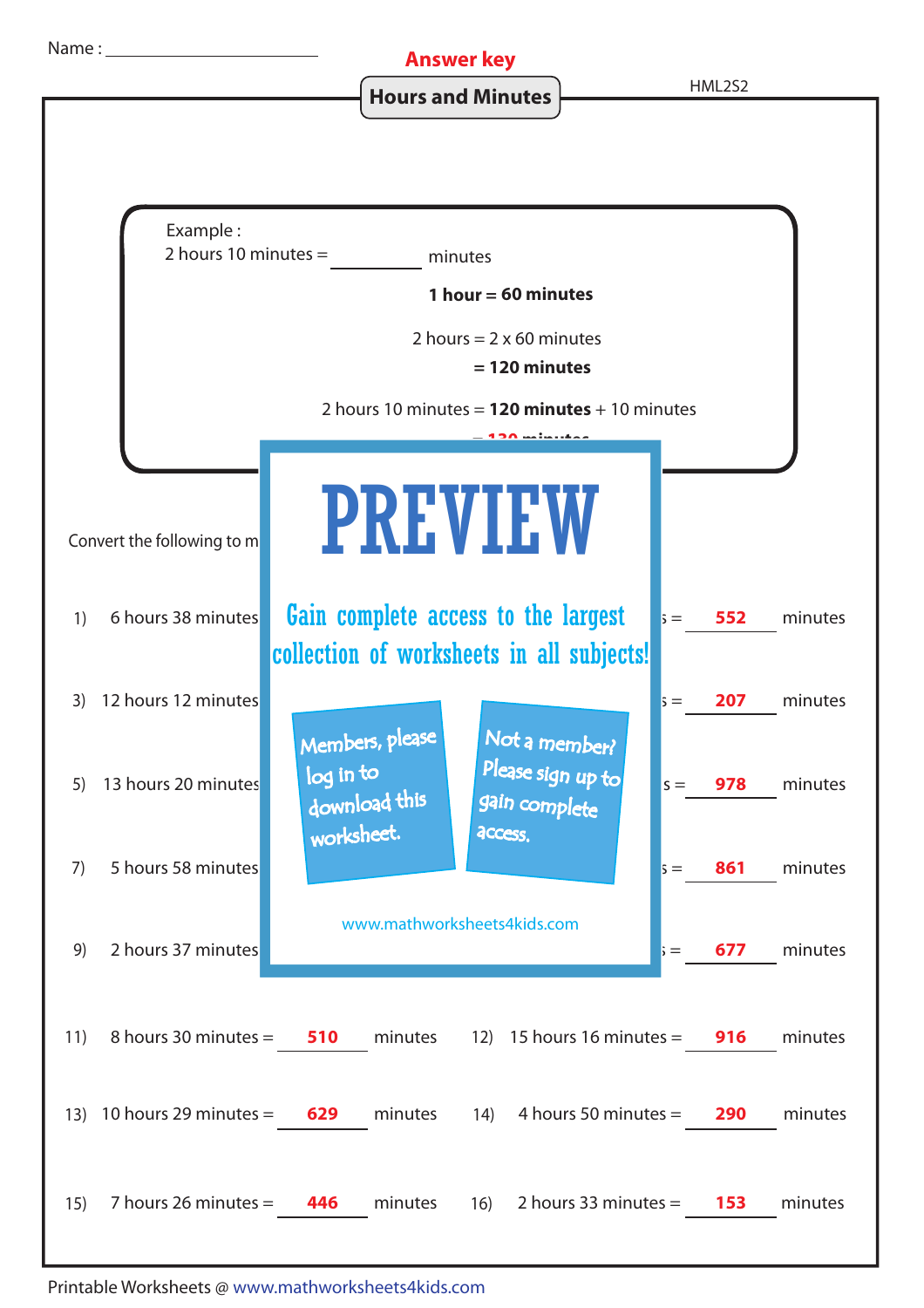Name : ____________________

**Answer key**

## Hours and Minutes

HML2S2

Example :

2 hours 10 minutes = ________ minutes

**1 hour = 60 minutes**

2 hours = 2 x 60 minutes

**= 120 minutes**

2 hours 10 minutes = **120 minutes** + 10 minutes

**= 130 minutes**

# PREVIEW

Gain complete access to the largest collection of worksheets in all subjects!

Members, please log in to download this worksheet.

Not a member? Please sign up to gain complete access.

www.mathworksheets4kids.com

Convert the following to m

1) 6 hours 38 minutes

s = **552** minutes

3) 12 hours 12 minutes

s = **207** minutes

5) 13 hours 20 minutes

s = **978** minutes

7) 5 hours 58 minutes

s = **861** minutes

9) 2 hours 37 minutes

s = **677** minutes

11) 8 hours 30 minutes = **510** minutes

12) 15 hours 16 minutes = **916** minutes

13) 10 hours 29 minutes = **629** minutes

14) 4 hours 50 minutes = **290** minutes

15) 7 hours 26 minutes = **446** minutes

16) 2 hours 33 minutes = **153** minutes

Printable Worksheets @ www.mathworksheets4kids.com